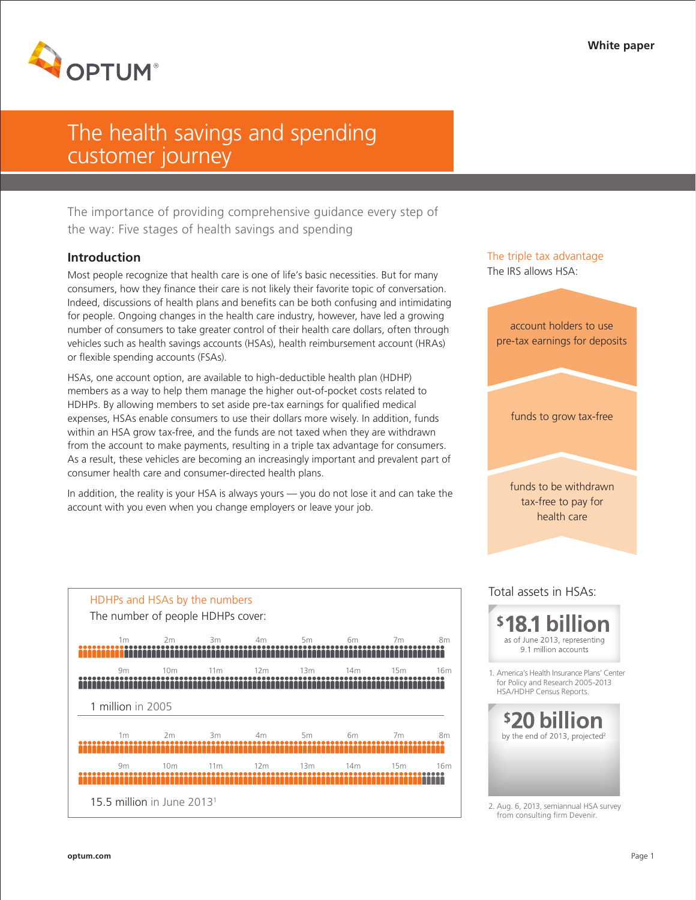White paper

# The health savings and spending customer journey

The importance of providing comprehensive guidance every step of the way: Five stages of health savings and spending

## Introduction

Most people recognize that health care is one of life's basic necessities. But for many consumers, how they finance their care is not likely their favorite topic of conversation. Indeed, discussions of health plans and benefits can be both confusing and intimidating for people. Ongoing changes in the health care industry, however, have led a growing number of consumers to take greater control of their health care dollars, often through vehicles such as health savings accounts (HSAs), health reimbursement account (HRAs) or flexible spending accounts (FSAs).

HSAs, one account option, are available to high-deductible health plan (HDHP) members as a way to help them manage the higher out-of-pocket costs related to HDHPs. By allowing members to set aside pre-tax earnings for qualified medical expenses, HSAs enable consumers to use their dollars more wisely. In addition, funds within an HSA grow tax-free, and the funds are not taxed when they are withdrawn from the account to make payments, resulting in a triple tax advantage for consumers. As a result, these vehicles are becoming an increasingly important and prevalent part of consumer health care and consumer-directed health plans.

In addition, the reality is your HSA is always yours — you do not lose it and can take the account with you even when you change employers or leave your job.

### The triple tax advantage

The IRS allows HSA:

- account holders to use pre-tax earnings for deposits
- funds to grow tax-free
- funds to be withdrawn tax-free to pay for health care

### HDHPs and HSAs by the numbers

The number of people HDHPs cover:

1 million in 2005

15.5 million in June 2013[1]

### Total assets in HSAs:

**$18.1 billion** as of June 2013, representing 9.1 million accounts

1. America's Health Insurance Plans' Center for Policy and Research 2005-2013 HSA/HDHP Census Reports.

**$20 billion** by the end of 2013, projected[2]

2. Aug. 6, 2013, semiannual HSA survey from consulting firm Devenir.

optum.com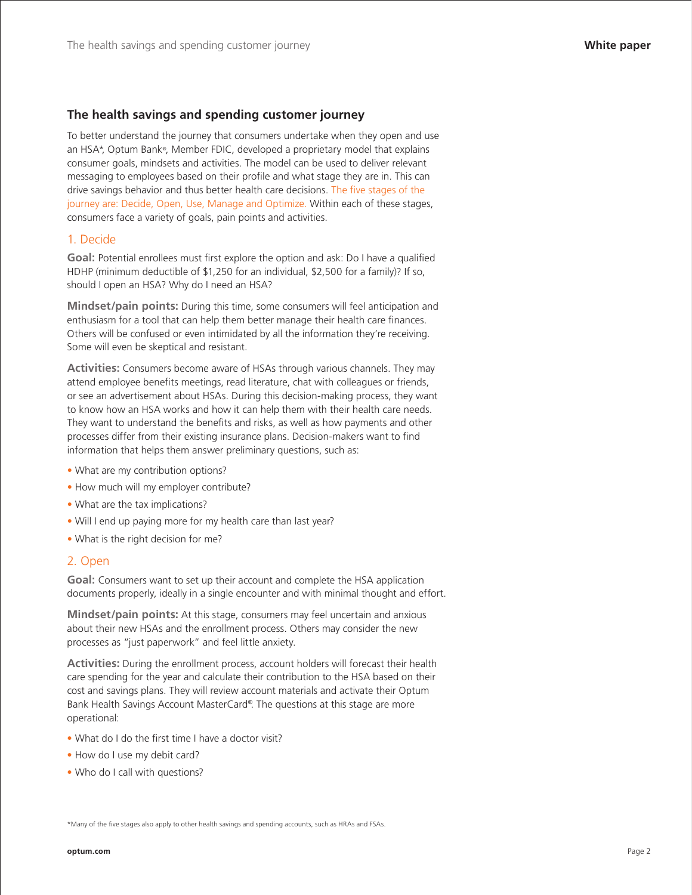## The health savings and spending customer journey

To better understand the journey that consumers undertake when they open and use an HSA*, Optum Bank®, Member FDIC, developed a proprietary model that explains consumer goals, mindsets and activities. The model can be used to deliver relevant messaging to employees based on their profile and what stage they are in. This can drive savings behavior and thus better health care decisions. The five stages of the journey are: Decide, Open, Use, Manage and Optimize. Within each of these stages, consumers face a variety of goals, pain points and activities.

### 1. Decide

**Goal:** Potential enrollees must first explore the option and ask: Do I have a qualified HDHP (minimum deductible of $1,250 for an individual, $2,500 for a family)? If so, should I open an HSA? Why do I need an HSA?

**Mindset/pain points:** During this time, some consumers will feel anticipation and enthusiasm for a tool that can help them better manage their health care finances. Others will be confused or even intimidated by all the information they're receiving. Some will even be skeptical and resistant.

**Activities:** Consumers become aware of HSAs through various channels. They may attend employee benefits meetings, read literature, chat with colleagues or friends, or see an advertisement about HSAs. During this decision-making process, they want to know how an HSA works and how it can help them with their health care needs. They want to understand the benefits and risks, as well as how payments and other processes differ from their existing insurance plans. Decision-makers want to find information that helps them answer preliminary questions, such as:

- What are my contribution options?
- How much will my employer contribute?
- What are the tax implications?
- Will I end up paying more for my health care than last year?
- What is the right decision for me?

### 2. Open

**Goal:** Consumers want to set up their account and complete the HSA application documents properly, ideally in a single encounter and with minimal thought and effort.

**Mindset/pain points:** At this stage, consumers may feel uncertain and anxious about their new HSAs and the enrollment process. Others may consider the new processes as "just paperwork" and feel little anxiety.

**Activities:** During the enrollment process, account holders will forecast their health care spending for the year and calculate their contribution to the HSA based on their cost and savings plans. They will review account materials and activate their Optum Bank Health Savings Account MasterCard®. The questions at this stage are more operational:

- What do I do the first time I have a doctor visit?
- How do I use my debit card?
- Who do I call with questions?

*Many of the five stages also apply to other health savings and spending accounts, such as HRAs and FSAs.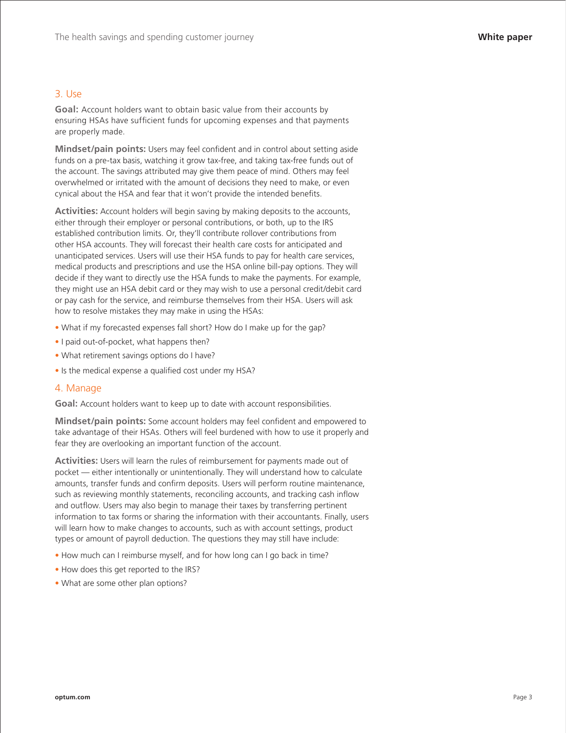## 3. Use

**Goal:** Account holders want to obtain basic value from their accounts by ensuring HSAs have sufficient funds for upcoming expenses and that payments are properly made.

**Mindset/pain points:** Users may feel confident and in control about setting aside funds on a pre-tax basis, watching it grow tax-free, and taking tax-free funds out of the account. The savings attributed may give them peace of mind. Others may feel overwhelmed or irritated with the amount of decisions they need to make, or even cynical about the HSA and fear that it won't provide the intended benefits.

**Activities:** Account holders will begin saving by making deposits to the accounts, either through their employer or personal contributions, or both, up to the IRS established contribution limits. Or, they'll contribute rollover contributions from other HSA accounts. They will forecast their health care costs for anticipated and unanticipated services. Users will use their HSA funds to pay for health care services, medical products and prescriptions and use the HSA online bill-pay options. They will decide if they want to directly use the HSA funds to make the payments. For example, they might use an HSA debit card or they may wish to use a personal credit/debit card or pay cash for the service, and reimburse themselves from their HSA. Users will ask how to resolve mistakes they may make in using the HSAs:

- What if my forecasted expenses fall short? How do I make up for the gap?
- I paid out-of-pocket, what happens then?
- What retirement savings options do I have?
- Is the medical expense a qualified cost under my HSA?

## 4. Manage

**Goal:** Account holders want to keep up to date with account responsibilities.

**Mindset/pain points:** Some account holders may feel confident and empowered to take advantage of their HSAs. Others will feel burdened with how to use it properly and fear they are overlooking an important function of the account.

**Activities:** Users will learn the rules of reimbursement for payments made out of pocket — either intentionally or unintentionally. They will understand how to calculate amounts, transfer funds and confirm deposits. Users will perform routine maintenance, such as reviewing monthly statements, reconciling accounts, and tracking cash inflow and outflow. Users may also begin to manage their taxes by transferring pertinent information to tax forms or sharing the information with their accountants. Finally, users will learn how to make changes to accounts, such as with account settings, product types or amount of payroll deduction. The questions they may still have include:

- How much can I reimburse myself, and for how long can I go back in time?
- How does this get reported to the IRS?
- What are some other plan options?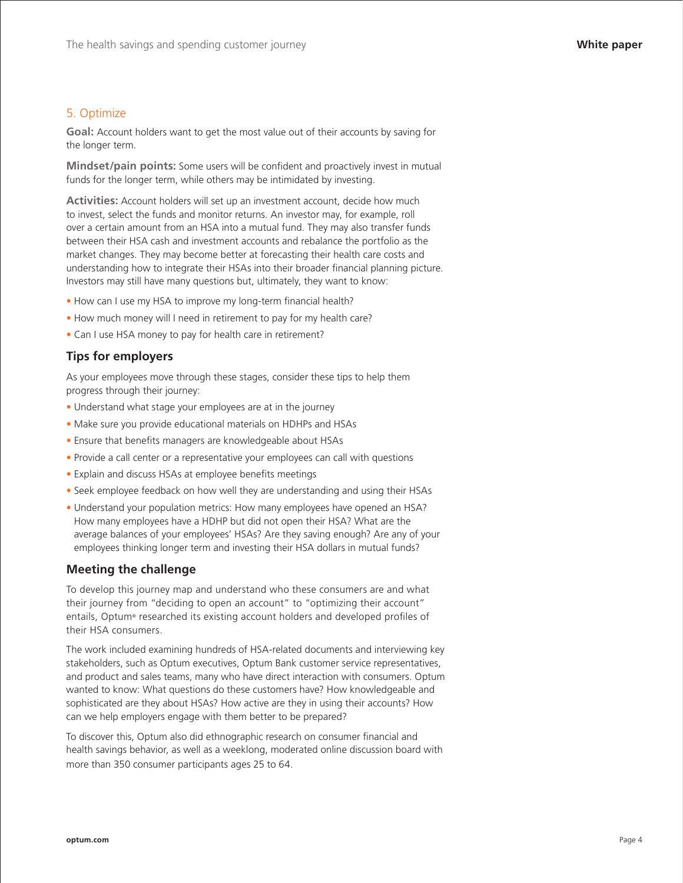## 5. Optimize

**Goal:** Account holders want to get the most value out of their accounts by saving for the longer term.

**Mindset/pain points:** Some users will be confident and proactively invest in mutual funds for the longer term, while others may be intimidated by investing.

**Activities:** Account holders will set up an investment account, decide how much to invest, select the funds and monitor returns. An investor may, for example, roll over a certain amount from an HSA into a mutual fund. They may also transfer funds between their HSA cash and investment accounts and rebalance the portfolio as the market changes. They may become better at forecasting their health care costs and understanding how to integrate their HSAs into their broader financial planning picture. Investors may still have many questions but, ultimately, they want to know:

- How can I use my HSA to improve my long-term financial health?
- How much money will I need in retirement to pay for my health care?
- Can I use HSA money to pay for health care in retirement?

### Tips for employers

As your employees move through these stages, consider these tips to help them progress through their journey:

- Understand what stage your employees are at in the journey
- Make sure you provide educational materials on HDHPs and HSAs
- Ensure that benefits managers are knowledgeable about HSAs
- Provide a call center or a representative your employees can call with questions
- Explain and discuss HSAs at employee benefits meetings
- Seek employee feedback on how well they are understanding and using their HSAs
- Understand your population metrics: How many employees have opened an HSA? How many employees have a HDHP but did not open their HSA? What are the average balances of your employees' HSAs? Are they saving enough? Are any of your employees thinking longer term and investing their HSA dollars in mutual funds?

### Meeting the challenge

To develop this journey map and understand who these consumers are and what their journey from "deciding to open an account" to "optimizing their account" entails, Optum® researched its existing account holders and developed profiles of their HSA consumers.

The work included examining hundreds of HSA-related documents and interviewing key stakeholders, such as Optum executives, Optum Bank customer service representatives, and product and sales teams, many who have direct interaction with consumers. Optum wanted to know: What questions do these customers have? How knowledgeable and sophisticated are they about HSAs? How active are they in using their accounts? How can we help employers engage with them better to be prepared?

To discover this, Optum also did ethnographic research on consumer financial and health savings behavior, as well as a weeklong, moderated online discussion board with more than 350 consumer participants ages 25 to 64.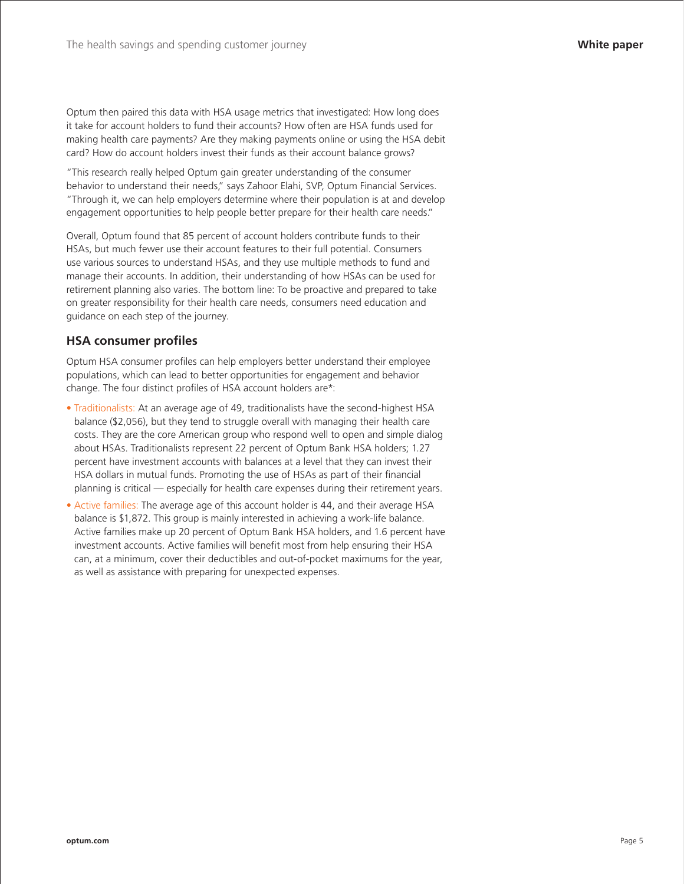Optum then paired this data with HSA usage metrics that investigated: How long does it take for account holders to fund their accounts? How often are HSA funds used for making health care payments? Are they making payments online or using the HSA debit card? How do account holders invest their funds as their account balance grows?

"This research really helped Optum gain greater understanding of the consumer behavior to understand their needs," says Zahoor Elahi, SVP, Optum Financial Services. "Through it, we can help employers determine where their population is at and develop engagement opportunities to help people better prepare for their health care needs."

Overall, Optum found that 85 percent of account holders contribute funds to their HSAs, but much fewer use their account features to their full potential. Consumers use various sources to understand HSAs, and they use multiple methods to fund and manage their accounts. In addition, their understanding of how HSAs can be used for retirement planning also varies. The bottom line: To be proactive and prepared to take on greater responsibility for their health care needs, consumers need education and guidance on each step of the journey.

## HSA consumer profiles

Optum HSA consumer profiles can help employers better understand their employee populations, which can lead to better opportunities for engagement and behavior change. The four distinct profiles of HSA account holders are*:

- Traditionalists: At an average age of 49, traditionalists have the second-highest HSA balance ($2,056), but they tend to struggle overall with managing their health care costs. They are the core American group who respond well to open and simple dialog about HSAs. Traditionalists represent 22 percent of Optum Bank HSA holders; 1.27 percent have investment accounts with balances at a level that they can invest their HSA dollars in mutual funds. Promoting the use of HSAs as part of their financial planning is critical — especially for health care expenses during their retirement years.
- Active families: The average age of this account holder is 44, and their average HSA balance is $1,872. This group is mainly interested in achieving a work-life balance. Active families make up 20 percent of Optum Bank HSA holders, and 1.6 percent have investment accounts. Active families will benefit most from help ensuring their HSA can, at a minimum, cover their deductibles and out-of-pocket maximums for the year, as well as assistance with preparing for unexpected expenses.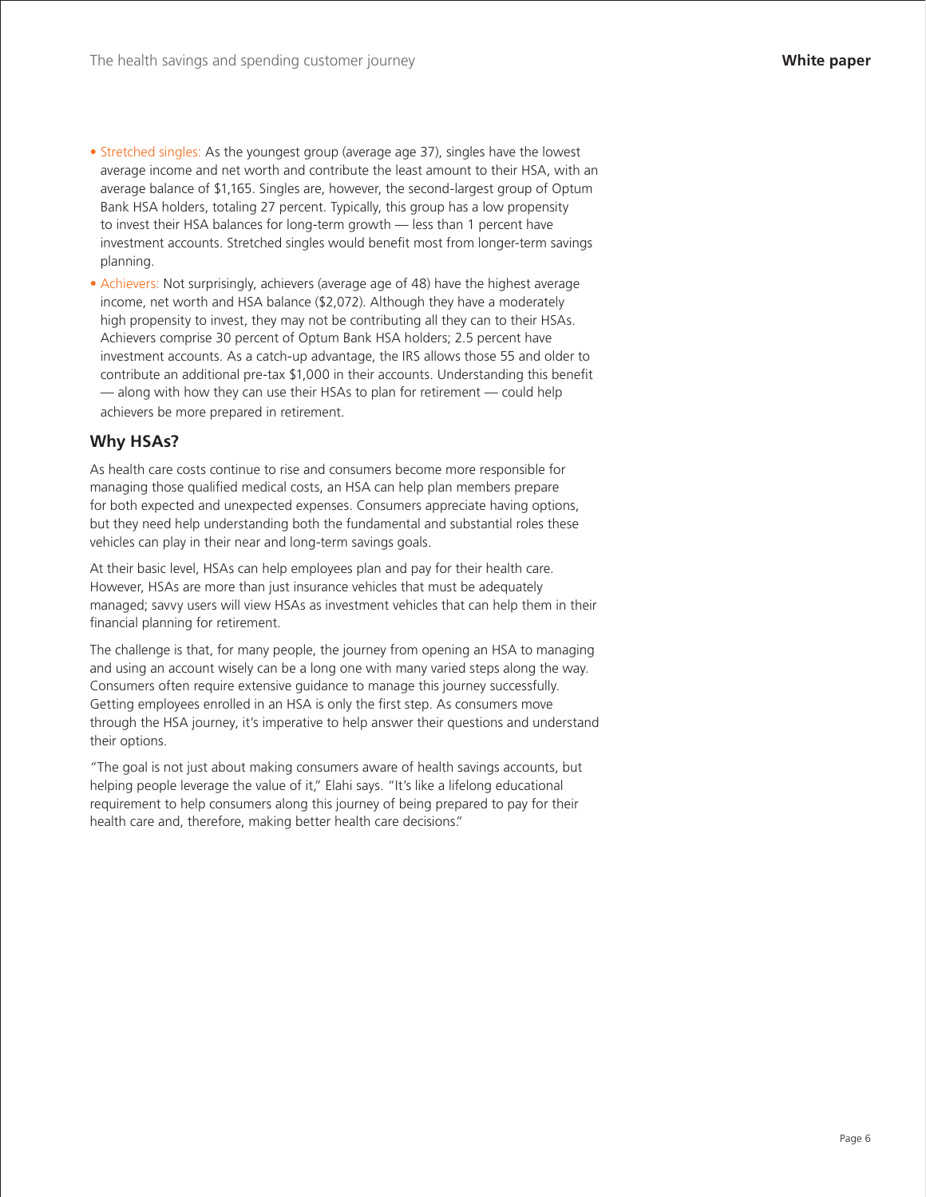- Stretched singles: As the youngest group (average age 37), singles have the lowest average income and net worth and contribute the least amount to their HSA, with an average balance of $1,165. Singles are, however, the second-largest group of Optum Bank HSA holders, totaling 27 percent. Typically, this group has a low propensity to invest their HSA balances for long-term growth — less than 1 percent have investment accounts. Stretched singles would benefit most from longer-term savings planning.
- Achievers: Not surprisingly, achievers (average age of 48) have the highest average income, net worth and HSA balance ($2,072). Although they have a moderately high propensity to invest, they may not be contributing all they can to their HSAs. Achievers comprise 30 percent of Optum Bank HSA holders; 2.5 percent have investment accounts. As a catch-up advantage, the IRS allows those 55 and older to contribute an additional pre-tax $1,000 in their accounts. Understanding this benefit — along with how they can use their HSAs to plan for retirement — could help achievers be more prepared in retirement.

## Why HSAs?

As health care costs continue to rise and consumers become more responsible for managing those qualified medical costs, an HSA can help plan members prepare for both expected and unexpected expenses. Consumers appreciate having options, but they need help understanding both the fundamental and substantial roles these vehicles can play in their near and long-term savings goals.

At their basic level, HSAs can help employees plan and pay for their health care. However, HSAs are more than just insurance vehicles that must be adequately managed; savvy users will view HSAs as investment vehicles that can help them in their financial planning for retirement.

The challenge is that, for many people, the journey from opening an HSA to managing and using an account wisely can be a long one with many varied steps along the way. Consumers often require extensive guidance to manage this journey successfully. Getting employees enrolled in an HSA is only the first step. As consumers move through the HSA journey, it's imperative to help answer their questions and understand their options.

"The goal is not just about making consumers aware of health savings accounts, but helping people leverage the value of it," Elahi says. "It's like a lifelong educational requirement to help consumers along this journey of being prepared to pay for their health care and, therefore, making better health care decisions."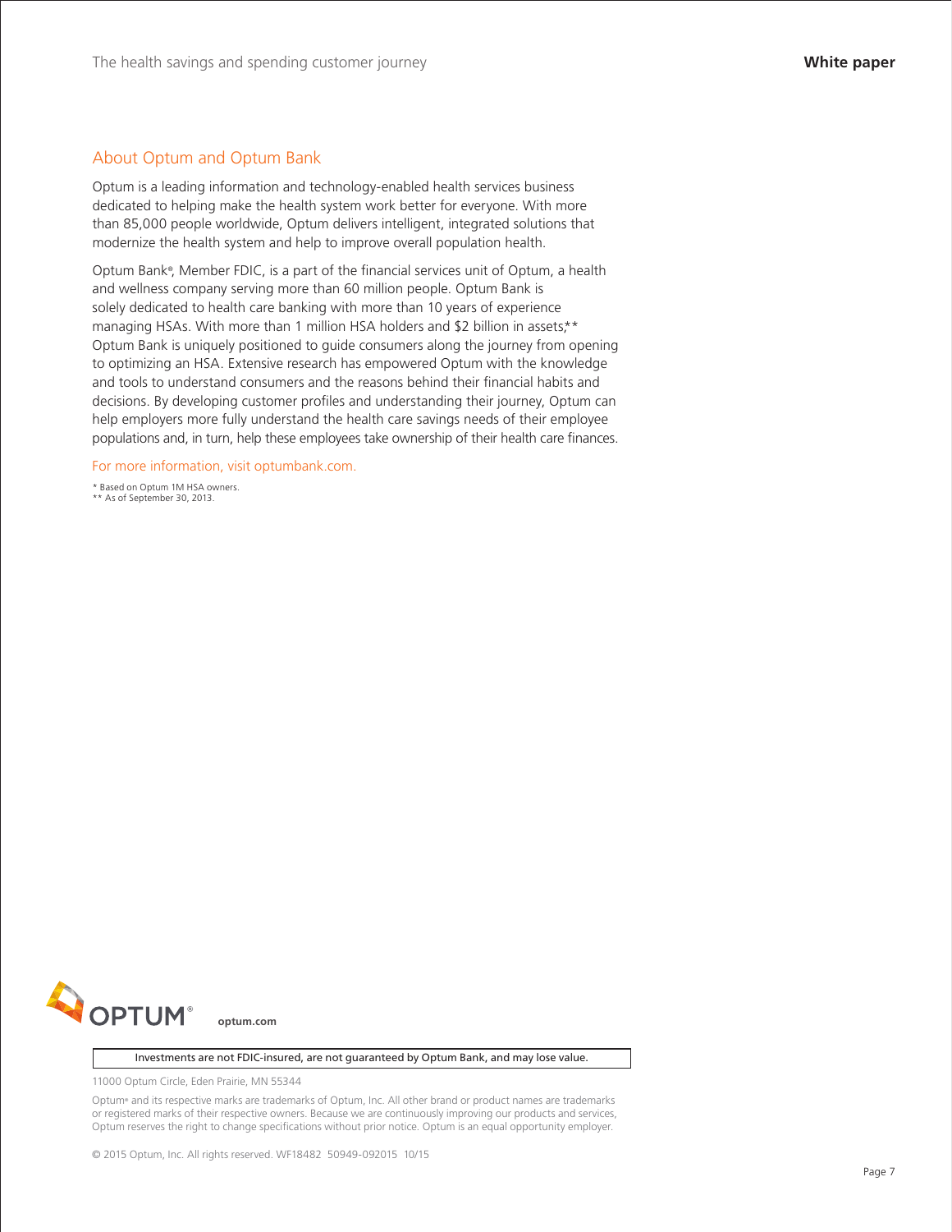## About Optum and Optum Bank

Optum is a leading information and technology-enabled health services business dedicated to helping make the health system work better for everyone. With more than 85,000 people worldwide, Optum delivers intelligent, integrated solutions that modernize the health system and help to improve overall population health.

Optum Bank®, Member FDIC, is a part of the financial services unit of Optum, a health and wellness company serving more than 60 million people. Optum Bank is solely dedicated to health care banking with more than 10 years of experience managing HSAs. With more than 1 million HSA holders and $2 billion in assets,** Optum Bank is uniquely positioned to guide consumers along the journey from opening to optimizing an HSA. Extensive research has empowered Optum with the knowledge and tools to understand consumers and the reasons behind their financial habits and decisions. By developing customer profiles and understanding their journey, Optum can help employers more fully understand the health care savings needs of their employee populations and, in turn, help these employees take ownership of their health care finances.

For more information, visit optumbank.com.

\* Based on Optum 1M HSA owners.
** As of September 30, 2013.

OPTUM® optum.com

Investments are not FDIC-insured, are not guaranteed by Optum Bank, and may lose value.

11000 Optum Circle, Eden Prairie, MN 55344

Optum® and its respective marks are trademarks of Optum, Inc. All other brand or product names are trademarks or registered marks of their respective owners. Because we are continuously improving our products and services, Optum reserves the right to change specifications without prior notice. Optum is an equal opportunity employer.

© 2015 Optum, Inc. All rights reserved. WF18482 50949-092015 10/15